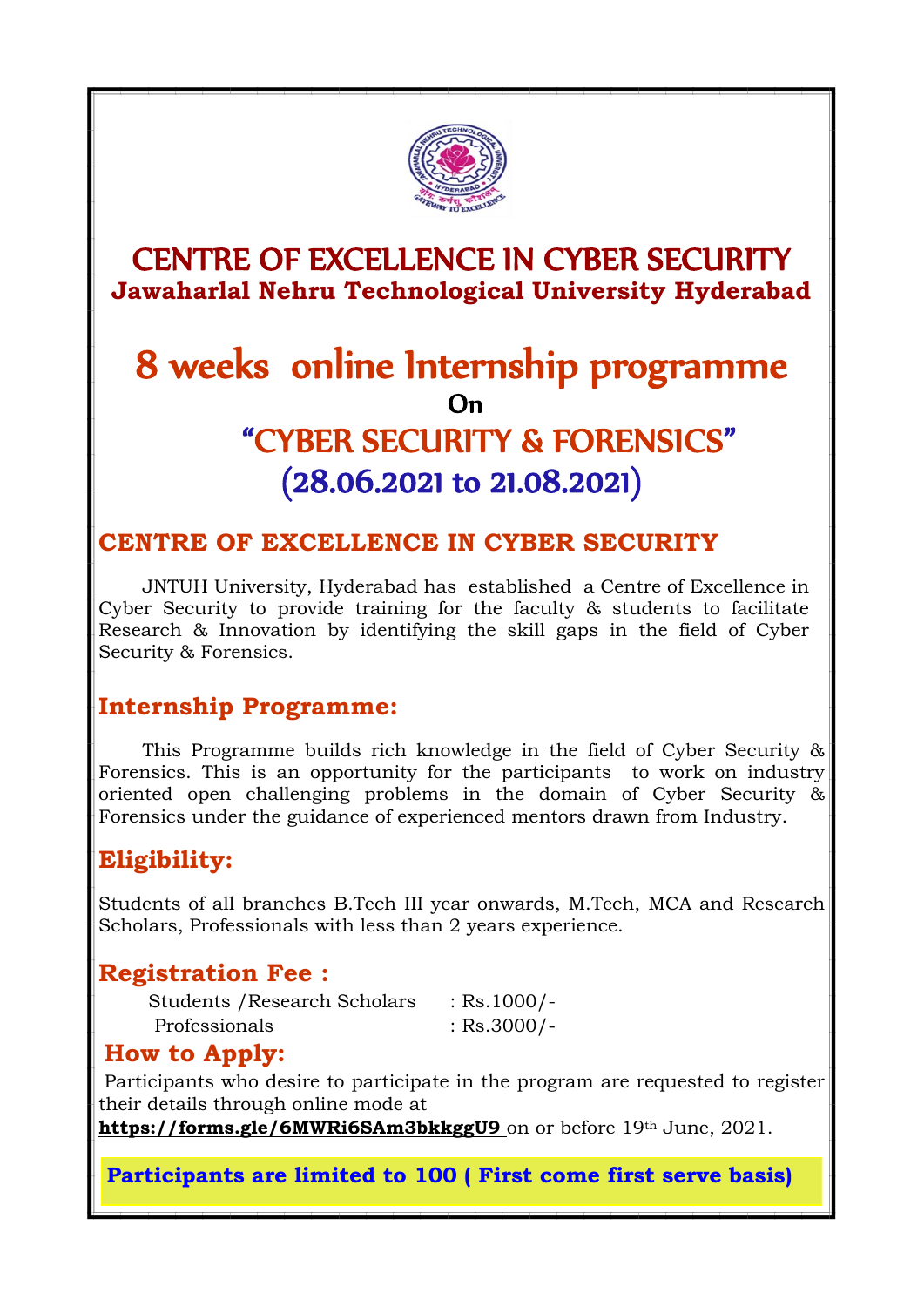# CENTRE OF EXCELLENCE IN CYBER SECURITY

**Jawaharlal Nehru Technological University Hyderabad**

# 8 weeks online Internship programme

On

## "CYBER SECURITY & FORENSICS"

## (28.06.2021 to 21.08.2021)

## CENTRE OF EXCELLENCE IN CYBER SECURITY

JNTUH University, Hyderabad has established a Centre of Excellence in Cyber Security to provide training for the faculty & students to facilitate Research & Innovation by identifying the skill gaps in the field of Cyber Security & Forensics.

## Internship Programme:

This Programme builds rich knowledge in the field of Cyber Security & Forensics. This is an opportunity for the participants to work on industry oriented open challenging problems in the domain of Cyber Security & Forensics under the guidance of experienced mentors drawn from Industry.

## Eligibility:

Students of all branches B.Tech III year onwards, M.Tech, MCA and Research Scholars, Professionals with less than 2 years experience.

## Registration Fee :

| | |
|---|---|
| Students /Research Scholars | : Rs.1000/- |
| Professionals | : Rs.3000/- |

## How to Apply:

Participants who desire to participate in the program are requested to register their details through online mode at **https://forms.gle/6MWRi6SAm3bkkggU9** on or before 19th June, 2021.

**Participants are limited to 100 ( First come first serve basis)**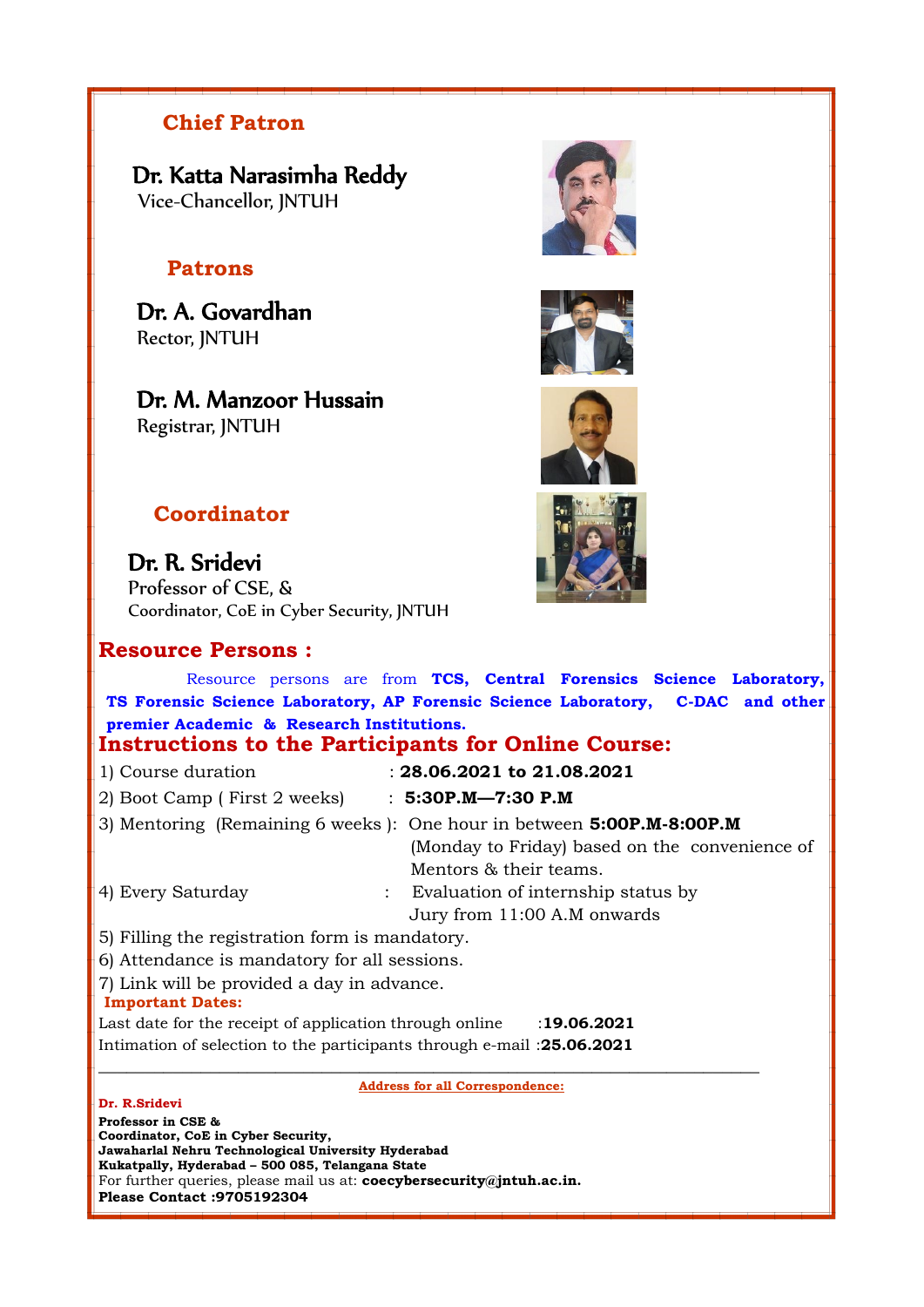## Chief Patron

**Dr. Katta Narasimha Reddy**
Vice-Chancellor, JNTUH

## Patrons

**Dr. A. Govardhan**
Rector, JNTUH

**Dr. M. Manzoor Hussain**
Registrar, JNTUH

## Coordinator

**Dr. R. Sridevi**
Professor of CSE, &
Coordinator, CoE in Cyber Security, JNTUH

## Resource Persons :

Resource persons are from **TCS, Central Forensics Science Laboratory, TS Forensic Science Laboratory, AP Forensic Science Laboratory, C-DAC and other premier Academic & Research Institutions.**

## Instructions to the Participants for Online Course:

1) Course duration : **28.06.2021 to 21.08.2021**

2) Boot Camp ( First 2 weeks) : **5:30P.M—7:30 P.M**

3) Mentoring (Remaining 6 weeks ): One hour in between **5:00P.M-8:00P.M** (Monday to Friday) based on the convenience of Mentors & their teams.

4) Every Saturday : Evaluation of internship status by Jury from 11:00 A.M onwards

5) Filling the registration form is mandatory.

6) Attendance is mandatory for all sessions.

7) Link will be provided a day in advance.

**Important Dates:**

Last date for the receipt of application through online :**19.06.2021**

Intimation of selection to the participants through e-mail :**25.06.2021**

---

**Address for all Correspondence:**

**Dr. R.Sridevi**
**Professor in CSE &**
**Coordinator, CoE in Cyber Security,**
**Jawaharlal Nehru Technological University Hyderabad**
**Kukatpally, Hyderabad – 500 085, Telangana State**
For further queries, please mail us at: **coecybersecurity@jntuh.ac.in.**
**Please Contact :9705192304**